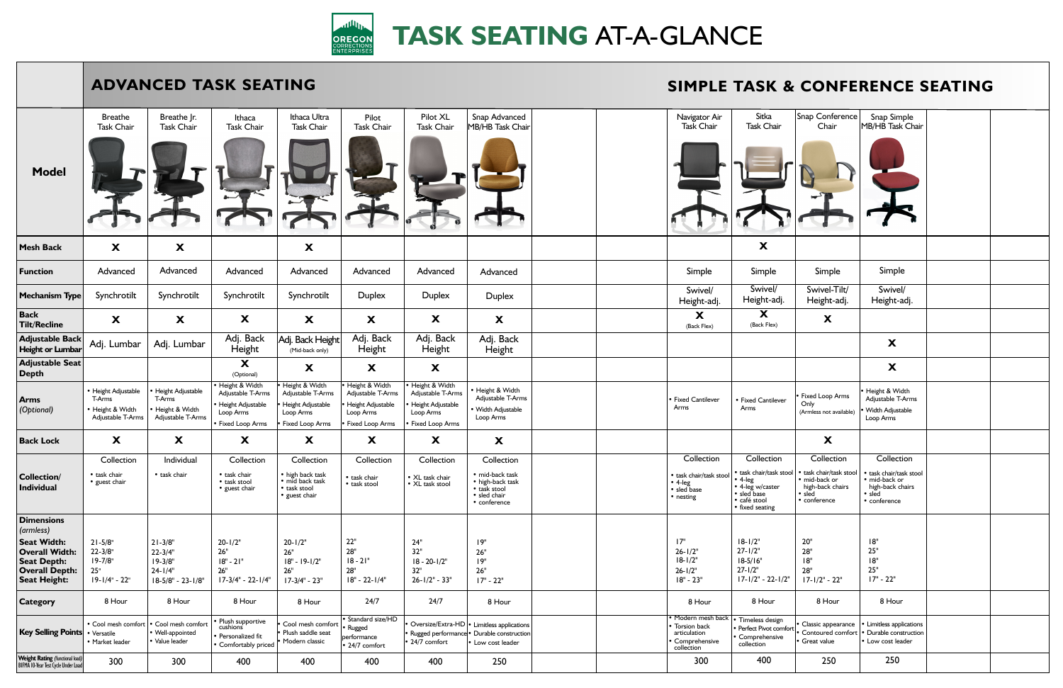# TASK SEATING AT-A-GLANCE

OREGON CORRECTIONS ENTERPRISES

## ADVANCED TASK SEATING

| Model | Breathe Task Chair | Breathe Jr. Task Chair | Ithaca Task Chair | Ithaca Ultra Task Chair | Pilot Task Chair | Pilot XL Task Chair | Snap Advanced MB/HB Task Chair |
|---|---|---|---|---|---|---|---|
| **Mesh Back** | X | X | | X | | | |
| **Function** | Advanced | Advanced | Advanced | Advanced | Advanced | Advanced | Advanced |
| **Mechanism Type** | Synchrotilt | Synchrotilt | Synchrotilt | Synchrotilt | Duplex | Duplex | Duplex |
| **Back Tilt/Recline** | X | X | X | X | X | X | X |
| **Adjustable Back Height or Lumbar** | Adj. Lumbar | Adj. Lumbar | Adj. Back Height | Adj. Back Height (Mid-back only) | Adj. Back Height | Adj. Back Height | Adj. Back Height |
| **Adjustable Seat Depth** | | | X (Optional) | X | X | X | |
| **Arms** *(Optional)* | • Height Adjustable T-Arms • Height & Width Adjustable T-Arms | • Height Adjustable T-Arms • Height & Width Adjustable T-Arms | • Height & Width Adjustable T-Arms • Height Adjustable Loop Arms • Fixed Loop Arms | • Height & Width Adjustable T-Arms • Height Adjustable Loop Arms • Fixed Loop Arms | • Height & Width Adjustable T-Arms • Height Adjustable Loop Arms • Fixed Loop Arms | • Height & Width Adjustable T-Arms • Height Adjustable Loop Arms • Fixed Loop Arms | • Height & Width Adjustable T-Arms • Width Adjustable Loop Arms |
| **Back Lock** | X | X | X | X | X | X | X |
| **Collection/ Individual** | Collection • task chair • guest chair | Individual • task chair | Collection • task chair • task stool • guest chair | Collection • high back task • mid back task • task stool • guest chair | Collection • task chair • task stool | Collection • XL task chair • XL task stool | Collection • mid-back task • high-back task • task stool • sled chair • conference |
| **Dimensions** *(armless)* **Seat Width:** | 21-5/8" | 21-3/8" | 20-1/2" | 20-1/2" | 22" | 24" | 19" |
| **Overall Width:** | 22-3/8" | 22-3/4" | 26" | 26" | 28" | 32" | 26" |
| **Seat Depth:** | 19-7/8" | 19-3/8" | 18" - 21" | 18" - 19-1/2" | 18 - 21" | 18 - 20-1/2" | 19" |
| **Overall Depth:** | 25" | 24-1/4" | 26" | 26" | 28" | 32" | 26" |
| **Seat Height:** | 19-1/4" - 22" | 18-5/8" - 23-1/8" | 17-3/4" - 22-1/4" | 17-3/4" - 23" | 18" - 22-1/4" | 26-1/2" - 33" | 17" - 22" |
| **Category** | 8 Hour | 8 Hour | 8 Hour | 8 Hour | 24/7 | 24/7 | 8 Hour |
| **Key Selling Points** | • Cool mesh comfort • Versatile • Market leader | • Cool mesh comfort • Well-appointed • Value leader | • Plush supportive cushions • Personalized fit • Comfortably priced | • Cool mesh comfort • Plush saddle seat • Modern classic | • Standard size/HD • Rugged performance • 24/7 comfort | • Oversize/Extra-HD • Rugged performance • 24/7 comfort | • Limitless applications • Durable construction • Low cost leader |
| **Weight Rating** (functional load) BIFMA 10-Year Test Cycle Under Load | 300 | 300 | 400 | 400 | 400 | 400 | 250 |

## SIMPLE TASK & CONFERENCE SEATING

| Model | Navigator Air Task Chair | Sitka Task Chair | Snap Conference Chair | Snap Simple MB/HB Task Chair |
|---|---|---|---|---|
| **Mesh Back** | | X | | |
| **Function** | Simple | Simple | Simple | Simple |
| **Mechanism Type** | Swivel/ Height-adj. | Swivel/ Height-adj. | Swivel-Tilt/ Height-adj. | Swivel/ Height-adj. |
| **Back Tilt/Recline** | X (Back Flex) | X (Back Flex) | X | |
| **Adjustable Back Height or Lumbar** | | | | X |
| **Adjustable Seat Depth** | | | | X |
| **Arms** *(Optional)* | • Fixed Cantilever Arms | • Fixed Cantilever Arms | • Fixed Loop Arms Only (Armless not available) | • Height & Width Adjustable T-Arms • Width Adjustable Loop Arms |
| **Back Lock** | | | X | |
| **Collection/ Individual** | Collection • task chair/task stool • 4-leg • sled base • nesting | Collection • task chair/task stool • 4-leg • 4-leg w/caster • sled base • café stool • fixed seating | Collection • task chair/task stool • mid-back or high-back chairs • sled • conference | Collection • task chair/task stool • mid-back or high-back chairs • sled • conference |
| **Dimensions** *(armless)* **Seat Width:** | 17" | 18-1/2" | 20" | 18" |
| **Overall Width:** | 26-1/2" | 27-1/2" | 28" | 25" |
| **Seat Depth:** | 18-1/2" | 18-5/16" | 18" | 18" |
| **Overall Depth:** | 26-1/2" | 27-1/2" | 28" | 25" |
| **Seat Height:** | 18" - 23" | 17-1/2" - 22-1/2" | 17-1/2" - 22" | 17" - 22" |
| **Category** | 8 Hour | 8 Hour | 8 Hour | 8 Hour |
| **Key Selling Points** | • Modern mesh back • Torsion back articulation • Comprehensive collection | • Timeless design • Perfect Pivot comfort • Comprehensive collection | • Classic appearance • Contoured comfort • Great value | • Limitless applications • Durable construction • Low cost leader |
| **Weight Rating** (functional load) BIFMA 10-Year Test Cycle Under Load | 300 | 400 | 250 | 250 |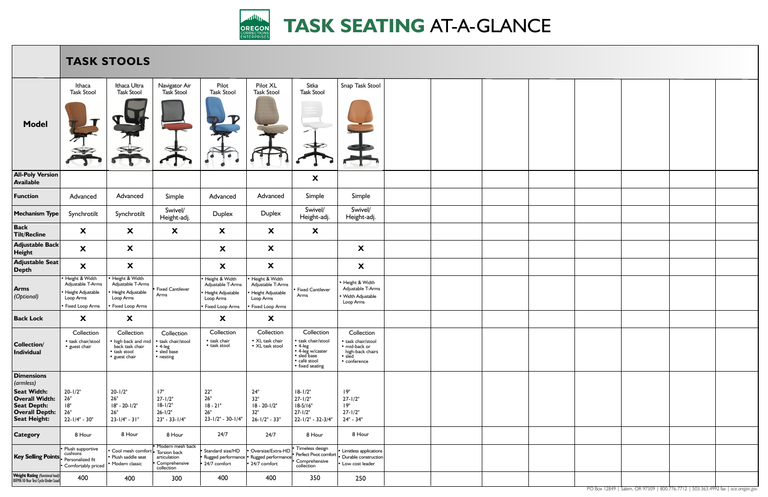# TASK SEATING AT-A-GLANCE

## TASK STOOLS

| Model | Ithaca Task Stool | Ithaca Ultra Task Stool | Navigator Air Task Stool | Pilot Task Stool | Pilot XL Task Stool | Sitka Task Stool | Snap Task Stool |
|---|---|---|---|---|---|---|---|
| All-Poly Version Available | | | | | | X | |
| Function | Advanced | Advanced | Simple | Advanced | Advanced | Simple | Simple |
| Mechanism Type | Synchrotilt | Synchrotilt | Swivel/ Height-adj. | Duplex | Duplex | Swivel/ Height-adj. | Swivel/ Height-adj. |
| Back Tilt/Recline | X | X | X | X | X | X | |
| Adjustable Back Height | X | X | | X | X | | X |
| Adjustable Seat Depth | X | X | | X | X | | X |
| Arms *(Optional)* | • Height & Width Adjustable T-Arms • Height Adjustable Loop Arms • Fixed Loop Arms | • Height & Width Adjustable T-Arms • Height Adjustable Loop Arms • Fixed Loop Arms | Fixed Cantilever Arms | • Height & Width Adjustable T-Arms • Height Adjustable Loop Arms • Fixed Loop Arms | • Height & Width Adjustable T-Arms • Height Adjustable Loop Arms • Fixed Loop Arms | • Fixed Cantilever Arms | • Height & Width Adjustable T-Arms • Width Adjustable Loop Arms |
| Back Lock | X | X | | X | X | | |
| Collection/ Individual | Collection • task chair/stool • guest chair | Collection • high back and mid back task chair • task stool • guest chair | Collection • task chair/stool • 4-leg • sled base • nesting | Collection • task chair • task stool | Collection • XL task chair • XL task stool | Collection • task chair/stool • 4-leg • 4-leg w/caster • sled base • café stool • fixed seating | Collection • task chair/stool • mid-back or high-back chairs • sled • conference |
| Dimensions *(armless)* Seat Width: Overall Width: Seat Depth: Overall Depth: Seat Height: | 20-1/2" 26" 18" 26" 22-1/4" - 30" | 20-1/2" 26" 18" - 20-1/2" 26" 23-1/4" - 31" | 17" 27-1/2" 18-1/2" 26-1/2" 23" - 33-1/4" | 22" 26" 18 - 21" 26" 23-1/2" - 30-1/4" | 24" 32" 18 - 20-1/2" 32" 26-1/2" - 33" | 18-1/2" 27-1/2" 18-5/16" 27-1/2" 22-1/2" - 32-3/4" | 19" 27-1/2" 19" 27-1/2" 24" - 34" |
| Category | 8 Hour | 8 Hour | 8 Hour | 24/7 | 24/7 | 8 Hour | 8 Hour |
| Key Selling Points | • Plush supportive cushions • Personalized fit • Comfortably priced | • Cool mesh comfort • Plush saddle seat • Modern classic | • Modern mesh back • Torsion back articulation • Comprehensive collection | • Standard size/HD • Rugged performance • 24/7 comfort | • Oversize/Extra-HD • Rugged performance • 24/7 comfort | • Timeless design • Perfect Pivot comfort • Comprehensive collection | • Limitless applications • Durable construction • Low cost leader |
| Weight Rating (functional load) BIFMA 10-Year Test Cycle Under Load | 400 | 400 | 300 | 400 | 400 | 350 | 250 |

PO Box 12849 | Salem, OR 97309 | 800.776.7712 | 503.363.4992 fax | oce.oregon.gov